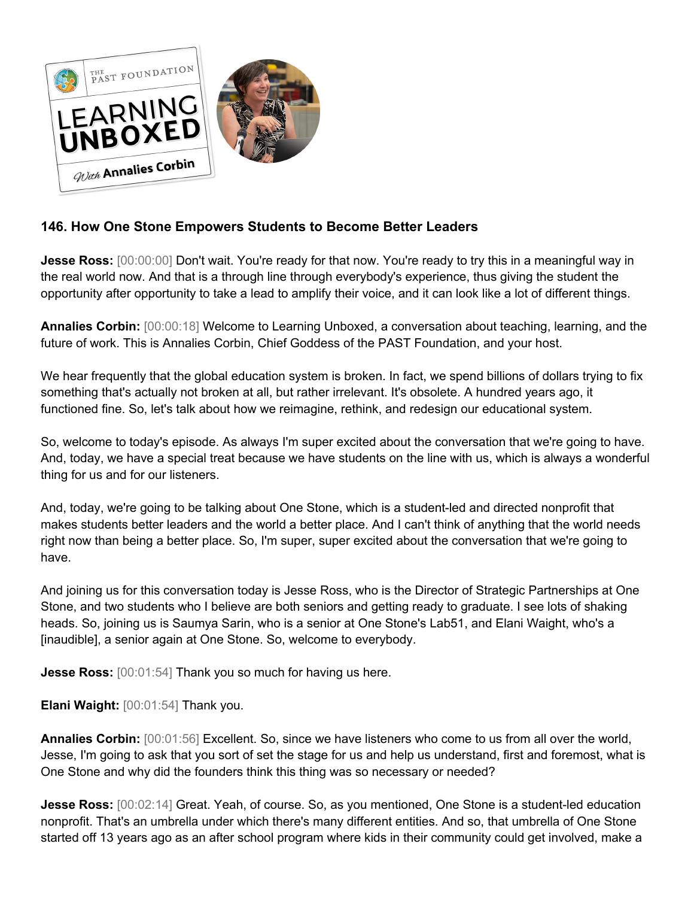## 146. How One Stone Empowers Students to Become Better Leaders

**Jesse Ross:** [00:00:00] Don't wait. You're ready for that now. You're ready to try this in a meaningful way in the real world now. And that is a through line through everybody's experience, thus giving the student the opportunity after opportunity to take a lead to amplify their voice, and it can look like a lot of different things.

**Annalies Corbin:** [00:00:18] Welcome to Learning Unboxed, a conversation about teaching, learning, and the future of work. This is Annalies Corbin, Chief Goddess of the PAST Foundation, and your host.

We hear frequently that the global education system is broken. In fact, we spend billions of dollars trying to fix something that's actually not broken at all, but rather irrelevant. It's obsolete. A hundred years ago, it functioned fine. So, let's talk about how we reimagine, rethink, and redesign our educational system.

So, welcome to today's episode. As always I'm super excited about the conversation that we're going to have. And, today, we have a special treat because we have students on the line with us, which is always a wonderful thing for us and for our listeners.

And, today, we're going to be talking about One Stone, which is a student-led and directed nonprofit that makes students better leaders and the world a better place. And I can't think of anything that the world needs right now than being a better place. So, I'm super, super excited about the conversation that we're going to have.

And joining us for this conversation today is Jesse Ross, who is the Director of Strategic Partnerships at One Stone, and two students who I believe are both seniors and getting ready to graduate. I see lots of shaking heads. So, joining us is Saumya Sarin, who is a senior at One Stone's Lab51, and Elani Waight, who's a [inaudible], a senior again at One Stone. So, welcome to everybody.

**Jesse Ross:** [00:01:54] Thank you so much for having us here.

**Elani Waight:** [00:01:54] Thank you.

**Annalies Corbin:** [00:01:56] Excellent. So, since we have listeners who come to us from all over the world, Jesse, I'm going to ask that you sort of set the stage for us and help us understand, first and foremost, what is One Stone and why did the founders think this thing was so necessary or needed?

**Jesse Ross:** [00:02:14] Great. Yeah, of course. So, as you mentioned, One Stone is a student-led education nonprofit. That's an umbrella under which there's many different entities. And so, that umbrella of One Stone started off 13 years ago as an after school program where kids in their community could get involved, make a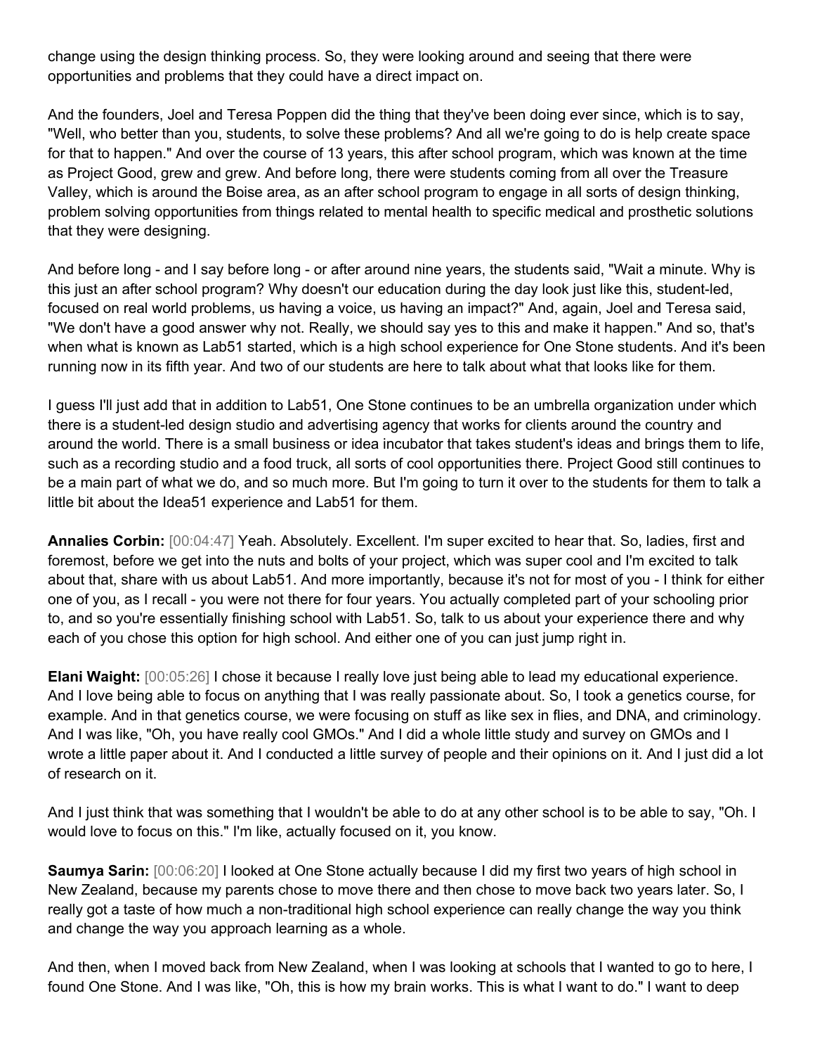change using the design thinking process. So, they were looking around and seeing that there were opportunities and problems that they could have a direct impact on.

And the founders, Joel and Teresa Poppen did the thing that they've been doing ever since, which is to say, "Well, who better than you, students, to solve these problems? And all we're going to do is help create space for that to happen." And over the course of 13 years, this after school program, which was known at the time as Project Good, grew and grew. And before long, there were students coming from all over the Treasure Valley, which is around the Boise area, as an after school program to engage in all sorts of design thinking, problem solving opportunities from things related to mental health to specific medical and prosthetic solutions that they were designing.

And before long - and I say before long - or after around nine years, the students said, "Wait a minute. Why is this just an after school program? Why doesn't our education during the day look just like this, student-led, focused on real world problems, us having a voice, us having an impact?" And, again, Joel and Teresa said, "We don't have a good answer why not. Really, we should say yes to this and make it happen." And so, that's when what is known as Lab51 started, which is a high school experience for One Stone students. And it's been running now in its fifth year. And two of our students are here to talk about what that looks like for them.

I guess I'll just add that in addition to Lab51, One Stone continues to be an umbrella organization under which there is a student-led design studio and advertising agency that works for clients around the country and around the world. There is a small business or idea incubator that takes student's ideas and brings them to life, such as a recording studio and a food truck, all sorts of cool opportunities there. Project Good still continues to be a main part of what we do, and so much more. But I'm going to turn it over to the students for them to talk a little bit about the Idea51 experience and Lab51 for them.

**Annalies Corbin:** [00:04:47] Yeah. Absolutely. Excellent. I'm super excited to hear that. So, ladies, first and foremost, before we get into the nuts and bolts of your project, which was super cool and I'm excited to talk about that, share with us about Lab51. And more importantly, because it's not for most of you - I think for either one of you, as I recall - you were not there for four years. You actually completed part of your schooling prior to, and so you're essentially finishing school with Lab51. So, talk to us about your experience there and why each of you chose this option for high school. And either one of you can just jump right in.

**Elani Waight:** [00:05:26] I chose it because I really love just being able to lead my educational experience. And I love being able to focus on anything that I was really passionate about. So, I took a genetics course, for example. And in that genetics course, we were focusing on stuff as like sex in flies, and DNA, and criminology. And I was like, "Oh, you have really cool GMOs." And I did a whole little study and survey on GMOs and I wrote a little paper about it. And I conducted a little survey of people and their opinions on it. And I just did a lot of research on it.

And I just think that was something that I wouldn't be able to do at any other school is to be able to say, "Oh. I would love to focus on this." I'm like, actually focused on it, you know.

**Saumya Sarin:** [00:06:20] I looked at One Stone actually because I did my first two years of high school in New Zealand, because my parents chose to move there and then chose to move back two years later. So, I really got a taste of how much a non-traditional high school experience can really change the way you think and change the way you approach learning as a whole.

And then, when I moved back from New Zealand, when I was looking at schools that I wanted to go to here, I found One Stone. And I was like, "Oh, this is how my brain works. This is what I want to do." I want to deep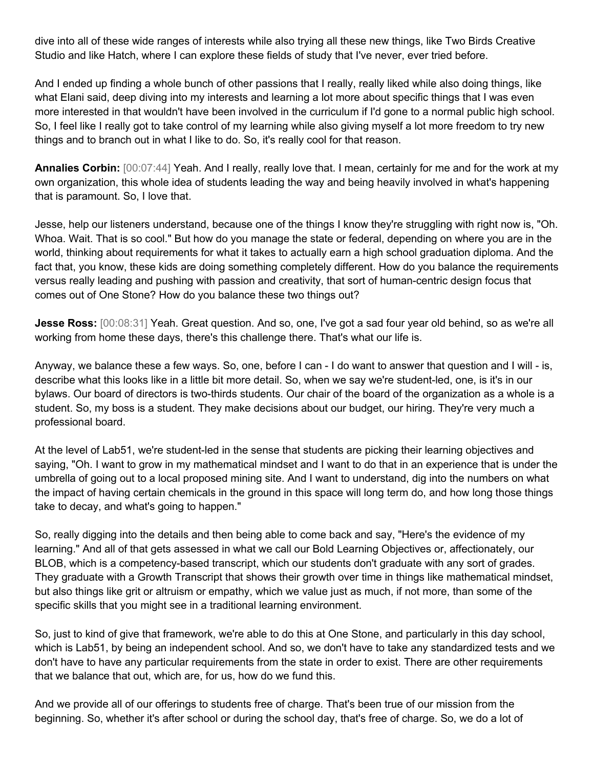dive into all of these wide ranges of interests while also trying all these new things, like Two Birds Creative Studio and like Hatch, where I can explore these fields of study that I've never, ever tried before.

And I ended up finding a whole bunch of other passions that I really, really liked while also doing things, like what Elani said, deep diving into my interests and learning a lot more about specific things that I was even more interested in that wouldn't have been involved in the curriculum if I'd gone to a normal public high school. So, I feel like I really got to take control of my learning while also giving myself a lot more freedom to try new things and to branch out in what I like to do. So, it's really cool for that reason.

**Annalies Corbin:** [00:07:44] Yeah. And I really, really love that. I mean, certainly for me and for the work at my own organization, this whole idea of students leading the way and being heavily involved in what's happening that is paramount. So, I love that.

Jesse, help our listeners understand, because one of the things I know they're struggling with right now is, "Oh. Whoa. Wait. That is so cool." But how do you manage the state or federal, depending on where you are in the world, thinking about requirements for what it takes to actually earn a high school graduation diploma. And the fact that, you know, these kids are doing something completely different. How do you balance the requirements versus really leading and pushing with passion and creativity, that sort of human-centric design focus that comes out of One Stone? How do you balance these two things out?

**Jesse Ross:** [00:08:31] Yeah. Great question. And so, one, I've got a sad four year old behind, so as we're all working from home these days, there's this challenge there. That's what our life is.

Anyway, we balance these a few ways. So, one, before I can - I do want to answer that question and I will - is, describe what this looks like in a little bit more detail. So, when we say we're student-led, one, is it's in our bylaws. Our board of directors is two-thirds students. Our chair of the board of the organization as a whole is a student. So, my boss is a student. They make decisions about our budget, our hiring. They're very much a professional board.

At the level of Lab51, we're student-led in the sense that students are picking their learning objectives and saying, "Oh. I want to grow in my mathematical mindset and I want to do that in an experience that is under the umbrella of going out to a local proposed mining site. And I want to understand, dig into the numbers on what the impact of having certain chemicals in the ground in this space will long term do, and how long those things take to decay, and what's going to happen."

So, really digging into the details and then being able to come back and say, "Here's the evidence of my learning." And all of that gets assessed in what we call our Bold Learning Objectives or, affectionately, our BLOB, which is a competency-based transcript, which our students don't graduate with any sort of grades. They graduate with a Growth Transcript that shows their growth over time in things like mathematical mindset, but also things like grit or altruism or empathy, which we value just as much, if not more, than some of the specific skills that you might see in a traditional learning environment.

So, just to kind of give that framework, we're able to do this at One Stone, and particularly in this day school, which is Lab51, by being an independent school. And so, we don't have to take any standardized tests and we don't have to have any particular requirements from the state in order to exist. There are other requirements that we balance that out, which are, for us, how do we fund this.

And we provide all of our offerings to students free of charge. That's been true of our mission from the beginning. So, whether it's after school or during the school day, that's free of charge. So, we do a lot of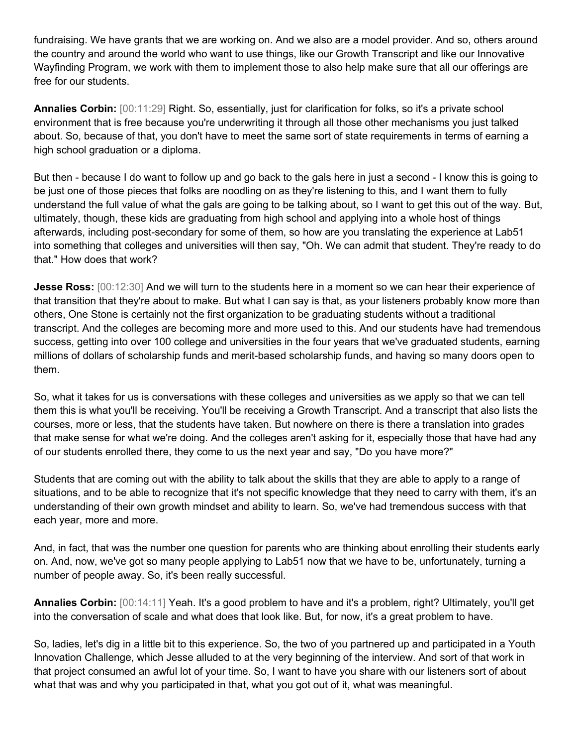fundraising. We have grants that we are working on. And we also are a model provider. And so, others around the country and around the world who want to use things, like our Growth Transcript and like our Innovative Wayfinding Program, we work with them to implement those to also help make sure that all our offerings are free for our students.

**Annalies Corbin:** [00:11:29] Right. So, essentially, just for clarification for folks, so it's a private school environment that is free because you're underwriting it through all those other mechanisms you just talked about. So, because of that, you don't have to meet the same sort of state requirements in terms of earning a high school graduation or a diploma.

But then - because I do want to follow up and go back to the gals here in just a second - I know this is going to be just one of those pieces that folks are noodling on as they're listening to this, and I want them to fully understand the full value of what the gals are going to be talking about, so I want to get this out of the way. But, ultimately, though, these kids are graduating from high school and applying into a whole host of things afterwards, including post-secondary for some of them, so how are you translating the experience at Lab51 into something that colleges and universities will then say, "Oh. We can admit that student. They're ready to do that." How does that work?

**Jesse Ross:** [00:12:30] And we will turn to the students here in a moment so we can hear their experience of that transition that they're about to make. But what I can say is that, as your listeners probably know more than others, One Stone is certainly not the first organization to be graduating students without a traditional transcript. And the colleges are becoming more and more used to this. And our students have had tremendous success, getting into over 100 college and universities in the four years that we've graduated students, earning millions of dollars of scholarship funds and merit-based scholarship funds, and having so many doors open to them.

So, what it takes for us is conversations with these colleges and universities as we apply so that we can tell them this is what you'll be receiving. You'll be receiving a Growth Transcript. And a transcript that also lists the courses, more or less, that the students have taken. But nowhere on there is there a translation into grades that make sense for what we're doing. And the colleges aren't asking for it, especially those that have had any of our students enrolled there, they come to us the next year and say, "Do you have more?"

Students that are coming out with the ability to talk about the skills that they are able to apply to a range of situations, and to be able to recognize that it's not specific knowledge that they need to carry with them, it's an understanding of their own growth mindset and ability to learn. So, we've had tremendous success with that each year, more and more.

And, in fact, that was the number one question for parents who are thinking about enrolling their students early on. And, now, we've got so many people applying to Lab51 now that we have to be, unfortunately, turning a number of people away. So, it's been really successful.

**Annalies Corbin:** [00:14:11] Yeah. It's a good problem to have and it's a problem, right? Ultimately, you'll get into the conversation of scale and what does that look like. But, for now, it's a great problem to have.

So, ladies, let's dig in a little bit to this experience. So, the two of you partnered up and participated in a Youth Innovation Challenge, which Jesse alluded to at the very beginning of the interview. And sort of that work in that project consumed an awful lot of your time. So, I want to have you share with our listeners sort of about what that was and why you participated in that, what you got out of it, what was meaningful.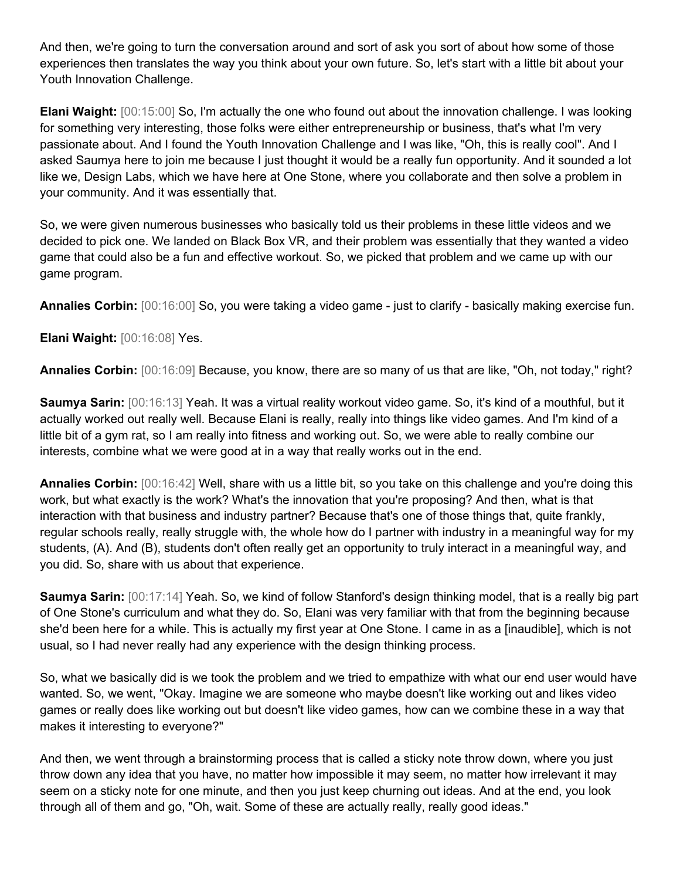And then, we're going to turn the conversation around and sort of ask you sort of about how some of those experiences then translates the way you think about your own future. So, let's start with a little bit about your Youth Innovation Challenge.

**Elani Waight:** [00:15:00] So, I'm actually the one who found out about the innovation challenge. I was looking for something very interesting, those folks were either entrepreneurship or business, that's what I'm very passionate about. And I found the Youth Innovation Challenge and I was like, "Oh, this is really cool". And I asked Saumya here to join me because I just thought it would be a really fun opportunity. And it sounded a lot like we, Design Labs, which we have here at One Stone, where you collaborate and then solve a problem in your community. And it was essentially that.

So, we were given numerous businesses who basically told us their problems in these little videos and we decided to pick one. We landed on Black Box VR, and their problem was essentially that they wanted a video game that could also be a fun and effective workout. So, we picked that problem and we came up with our game program.

**Annalies Corbin:** [00:16:00] So, you were taking a video game - just to clarify - basically making exercise fun.

**Elani Waight:** [00:16:08] Yes.

**Annalies Corbin:** [00:16:09] Because, you know, there are so many of us that are like, "Oh, not today," right?

**Saumya Sarin:** [00:16:13] Yeah. It was a virtual reality workout video game. So, it's kind of a mouthful, but it actually worked out really well. Because Elani is really, really into things like video games. And I'm kind of a little bit of a gym rat, so I am really into fitness and working out. So, we were able to really combine our interests, combine what we were good at in a way that really works out in the end.

**Annalies Corbin:** [00:16:42] Well, share with us a little bit, so you take on this challenge and you're doing this work, but what exactly is the work? What's the innovation that you're proposing? And then, what is that interaction with that business and industry partner? Because that's one of those things that, quite frankly, regular schools really, really struggle with, the whole how do I partner with industry in a meaningful way for my students, (A). And (B), students don't often really get an opportunity to truly interact in a meaningful way, and you did. So, share with us about that experience.

**Saumya Sarin:** [00:17:14] Yeah. So, we kind of follow Stanford's design thinking model, that is a really big part of One Stone's curriculum and what they do. So, Elani was very familiar with that from the beginning because she'd been here for a while. This is actually my first year at One Stone. I came in as a [inaudible], which is not usual, so I had never really had any experience with the design thinking process.

So, what we basically did is we took the problem and we tried to empathize with what our end user would have wanted. So, we went, "Okay. Imagine we are someone who maybe doesn't like working out and likes video games or really does like working out but doesn't like video games, how can we combine these in a way that makes it interesting to everyone?"

And then, we went through a brainstorming process that is called a sticky note throw down, where you just throw down any idea that you have, no matter how impossible it may seem, no matter how irrelevant it may seem on a sticky note for one minute, and then you just keep churning out ideas. And at the end, you look through all of them and go, "Oh, wait. Some of these are actually really, really good ideas."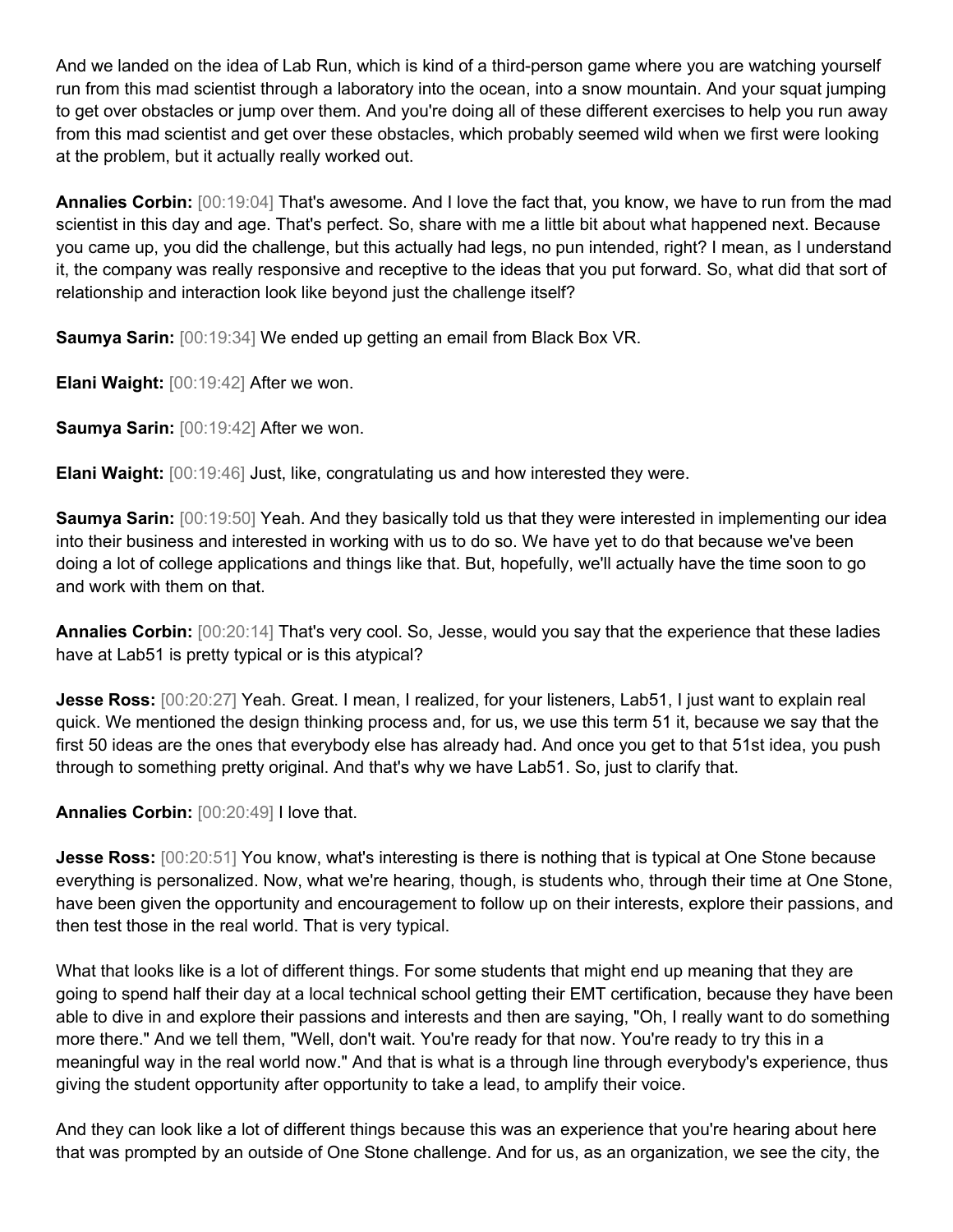And we landed on the idea of Lab Run, which is kind of a third-person game where you are watching yourself run from this mad scientist through a laboratory into the ocean, into a snow mountain. And your squat jumping to get over obstacles or jump over them. And you're doing all of these different exercises to help you run away from this mad scientist and get over these obstacles, which probably seemed wild when we first were looking at the problem, but it actually really worked out.

**Annalies Corbin:** [00:19:04] That's awesome. And I love the fact that, you know, we have to run from the mad scientist in this day and age. That's perfect. So, share with me a little bit about what happened next. Because you came up, you did the challenge, but this actually had legs, no pun intended, right? I mean, as I understand it, the company was really responsive and receptive to the ideas that you put forward. So, what did that sort of relationship and interaction look like beyond just the challenge itself?

**Saumya Sarin:** [00:19:34] We ended up getting an email from Black Box VR.

**Elani Waight:** [00:19:42] After we won.

**Saumya Sarin:** [00:19:42] After we won.

**Elani Waight:** [00:19:46] Just, like, congratulating us and how interested they were.

**Saumya Sarin:** [00:19:50] Yeah. And they basically told us that they were interested in implementing our idea into their business and interested in working with us to do so. We have yet to do that because we've been doing a lot of college applications and things like that. But, hopefully, we'll actually have the time soon to go and work with them on that.

**Annalies Corbin:** [00:20:14] That's very cool. So, Jesse, would you say that the experience that these ladies have at Lab51 is pretty typical or is this atypical?

**Jesse Ross:** [00:20:27] Yeah. Great. I mean, I realized, for your listeners, Lab51, I just want to explain real quick. We mentioned the design thinking process and, for us, we use this term 51 it, because we say that the first 50 ideas are the ones that everybody else has already had. And once you get to that 51st idea, you push through to something pretty original. And that's why we have Lab51. So, just to clarify that.

**Annalies Corbin:** [00:20:49] I love that.

**Jesse Ross:** [00:20:51] You know, what's interesting is there is nothing that is typical at One Stone because everything is personalized. Now, what we're hearing, though, is students who, through their time at One Stone, have been given the opportunity and encouragement to follow up on their interests, explore their passions, and then test those in the real world. That is very typical.

What that looks like is a lot of different things. For some students that might end up meaning that they are going to spend half their day at a local technical school getting their EMT certification, because they have been able to dive in and explore their passions and interests and then are saying, "Oh, I really want to do something more there." And we tell them, "Well, don't wait. You're ready for that now. You're ready to try this in a meaningful way in the real world now." And that is what is a through line through everybody's experience, thus giving the student opportunity after opportunity to take a lead, to amplify their voice.

And they can look like a lot of different things because this was an experience that you're hearing about here that was prompted by an outside of One Stone challenge. And for us, as an organization, we see the city, the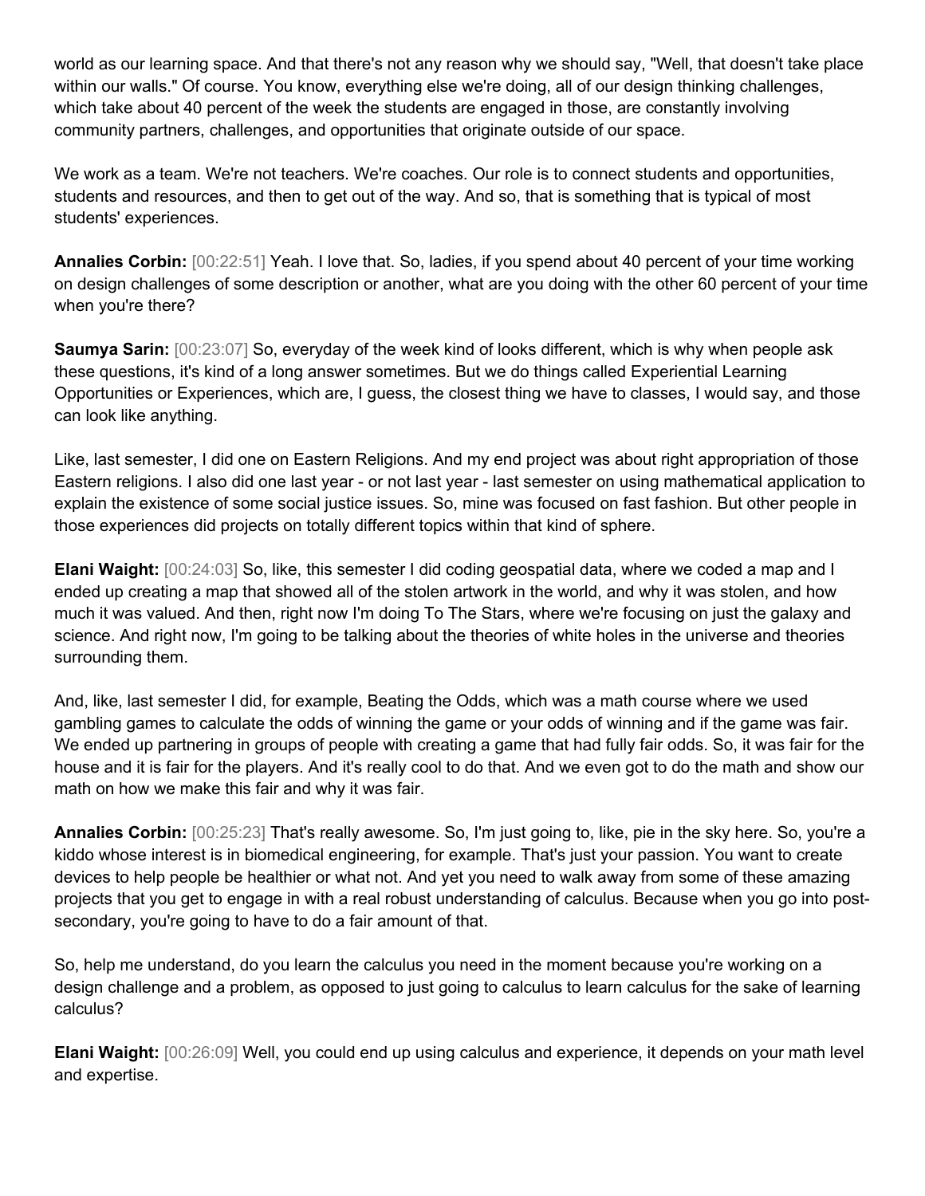world as our learning space. And that there's not any reason why we should say, "Well, that doesn't take place within our walls." Of course. You know, everything else we're doing, all of our design thinking challenges, which take about 40 percent of the week the students are engaged in those, are constantly involving community partners, challenges, and opportunities that originate outside of our space.

We work as a team. We're not teachers. We're coaches. Our role is to connect students and opportunities, students and resources, and then to get out of the way. And so, that is something that is typical of most students' experiences.

**Annalies Corbin:** [00:22:51] Yeah. I love that. So, ladies, if you spend about 40 percent of your time working on design challenges of some description or another, what are you doing with the other 60 percent of your time when you're there?

**Saumya Sarin:** [00:23:07] So, everyday of the week kind of looks different, which is why when people ask these questions, it's kind of a long answer sometimes. But we do things called Experiential Learning Opportunities or Experiences, which are, I guess, the closest thing we have to classes, I would say, and those can look like anything.

Like, last semester, I did one on Eastern Religions. And my end project was about right appropriation of those Eastern religions. I also did one last year - or not last year - last semester on using mathematical application to explain the existence of some social justice issues. So, mine was focused on fast fashion. But other people in those experiences did projects on totally different topics within that kind of sphere.

**Elani Waight:** [00:24:03] So, like, this semester I did coding geospatial data, where we coded a map and I ended up creating a map that showed all of the stolen artwork in the world, and why it was stolen, and how much it was valued. And then, right now I'm doing To The Stars, where we're focusing on just the galaxy and science. And right now, I'm going to be talking about the theories of white holes in the universe and theories surrounding them.

And, like, last semester I did, for example, Beating the Odds, which was a math course where we used gambling games to calculate the odds of winning the game or your odds of winning and if the game was fair. We ended up partnering in groups of people with creating a game that had fully fair odds. So, it was fair for the house and it is fair for the players. And it's really cool to do that. And we even got to do the math and show our math on how we make this fair and why it was fair.

**Annalies Corbin:** [00:25:23] That's really awesome. So, I'm just going to, like, pie in the sky here. So, you're a kiddo whose interest is in biomedical engineering, for example. That's just your passion. You want to create devices to help people be healthier or what not. And yet you need to walk away from some of these amazing projects that you get to engage in with a real robust understanding of calculus. Because when you go into post-secondary, you're going to have to do a fair amount of that.

So, help me understand, do you learn the calculus you need in the moment because you're working on a design challenge and a problem, as opposed to just going to calculus to learn calculus for the sake of learning calculus?

**Elani Waight:** [00:26:09] Well, you could end up using calculus and experience, it depends on your math level and expertise.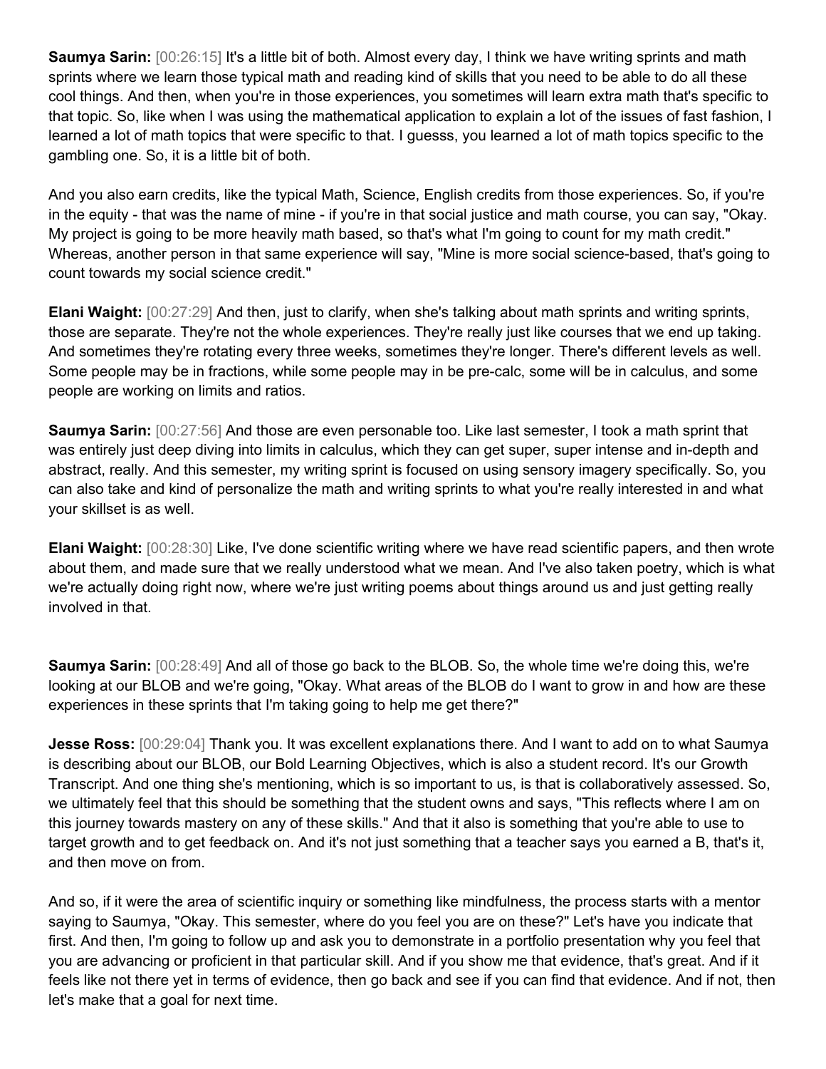**Saumya Sarin:** [00:26:15] It's a little bit of both. Almost every day, I think we have writing sprints and math sprints where we learn those typical math and reading kind of skills that you need to be able to do all these cool things. And then, when you're in those experiences, you sometimes will learn extra math that's specific to that topic. So, like when I was using the mathematical application to explain a lot of the issues of fast fashion, I learned a lot of math topics that were specific to that. I guesss, you learned a lot of math topics specific to the gambling one. So, it is a little bit of both.

And you also earn credits, like the typical Math, Science, English credits from those experiences. So, if you're in the equity - that was the name of mine - if you're in that social justice and math course, you can say, "Okay. My project is going to be more heavily math based, so that's what I'm going to count for my math credit." Whereas, another person in that same experience will say, "Mine is more social science-based, that's going to count towards my social science credit."

**Elani Waight:** [00:27:29] And then, just to clarify, when she's talking about math sprints and writing sprints, those are separate. They're not the whole experiences. They're really just like courses that we end up taking. And sometimes they're rotating every three weeks, sometimes they're longer. There's different levels as well. Some people may be in fractions, while some people may in be pre-calc, some will be in calculus, and some people are working on limits and ratios.

**Saumya Sarin:** [00:27:56] And those are even personable too. Like last semester, I took a math sprint that was entirely just deep diving into limits in calculus, which they can get super, super intense and in-depth and abstract, really. And this semester, my writing sprint is focused on using sensory imagery specifically. So, you can also take and kind of personalize the math and writing sprints to what you're really interested in and what your skillset is as well.

**Elani Waight:** [00:28:30] Like, I've done scientific writing where we have read scientific papers, and then wrote about them, and made sure that we really understood what we mean. And I've also taken poetry, which is what we're actually doing right now, where we're just writing poems about things around us and just getting really involved in that.

**Saumya Sarin:** [00:28:49] And all of those go back to the BLOB. So, the whole time we're doing this, we're looking at our BLOB and we're going, "Okay. What areas of the BLOB do I want to grow in and how are these experiences in these sprints that I'm taking going to help me get there?"

**Jesse Ross:** [00:29:04] Thank you. It was excellent explanations there. And I want to add on to what Saumya is describing about our BLOB, our Bold Learning Objectives, which is also a student record. It's our Growth Transcript. And one thing she's mentioning, which is so important to us, is that is collaboratively assessed. So, we ultimately feel that this should be something that the student owns and says, "This reflects where I am on this journey towards mastery on any of these skills." And that it also is something that you're able to use to target growth and to get feedback on. And it's not just something that a teacher says you earned a B, that's it, and then move on from.

And so, if it were the area of scientific inquiry or something like mindfulness, the process starts with a mentor saying to Saumya, "Okay. This semester, where do you feel you are on these?" Let's have you indicate that first. And then, I'm going to follow up and ask you to demonstrate in a portfolio presentation why you feel that you are advancing or proficient in that particular skill. And if you show me that evidence, that's great. And if it feels like not there yet in terms of evidence, then go back and see if you can find that evidence. And if not, then let's make that a goal for next time.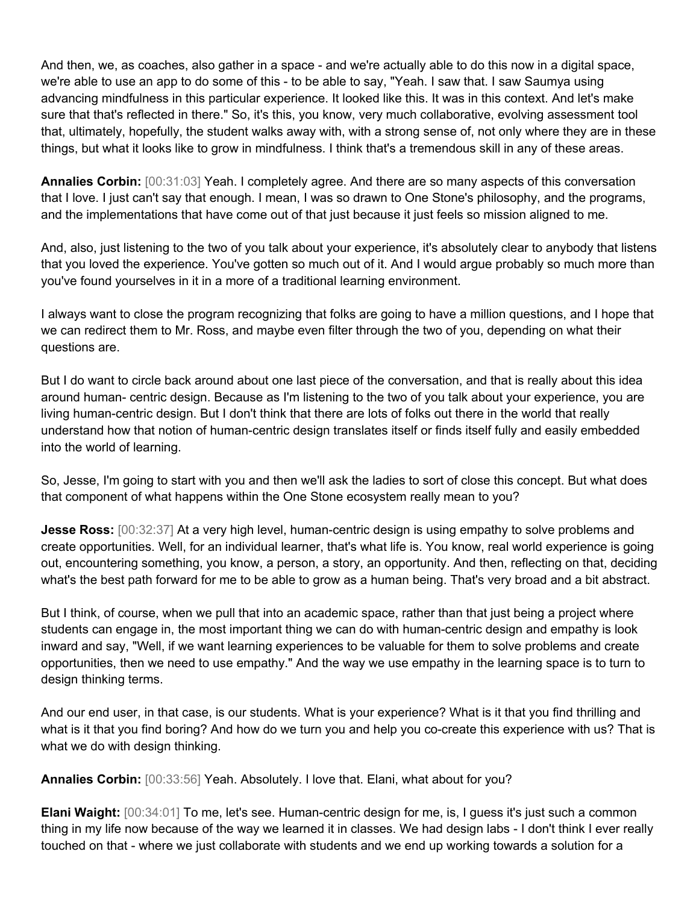And then, we, as coaches, also gather in a space - and we're actually able to do this now in a digital space, we're able to use an app to do some of this - to be able to say, "Yeah. I saw that. I saw Saumya using advancing mindfulness in this particular experience. It looked like this. It was in this context. And let's make sure that that's reflected in there." So, it's this, you know, very much collaborative, evolving assessment tool that, ultimately, hopefully, the student walks away with, with a strong sense of, not only where they are in these things, but what it looks like to grow in mindfulness. I think that's a tremendous skill in any of these areas.

**Annalies Corbin:** [00:31:03] Yeah. I completely agree. And there are so many aspects of this conversation that I love. I just can't say that enough. I mean, I was so drawn to One Stone's philosophy, and the programs, and the implementations that have come out of that just because it just feels so mission aligned to me.

And, also, just listening to the two of you talk about your experience, it's absolutely clear to anybody that listens that you loved the experience. You've gotten so much out of it. And I would argue probably so much more than you've found yourselves in it in a more of a traditional learning environment.

I always want to close the program recognizing that folks are going to have a million questions, and I hope that we can redirect them to Mr. Ross, and maybe even filter through the two of you, depending on what their questions are.

But I do want to circle back around about one last piece of the conversation, and that is really about this idea around human- centric design. Because as I'm listening to the two of you talk about your experience, you are living human-centric design. But I don't think that there are lots of folks out there in the world that really understand how that notion of human-centric design translates itself or finds itself fully and easily embedded into the world of learning.

So, Jesse, I'm going to start with you and then we'll ask the ladies to sort of close this concept. But what does that component of what happens within the One Stone ecosystem really mean to you?

**Jesse Ross:** [00:32:37] At a very high level, human-centric design is using empathy to solve problems and create opportunities. Well, for an individual learner, that's what life is. You know, real world experience is going out, encountering something, you know, a person, a story, an opportunity. And then, reflecting on that, deciding what's the best path forward for me to be able to grow as a human being. That's very broad and a bit abstract.

But I think, of course, when we pull that into an academic space, rather than that just being a project where students can engage in, the most important thing we can do with human-centric design and empathy is look inward and say, "Well, if we want learning experiences to be valuable for them to solve problems and create opportunities, then we need to use empathy." And the way we use empathy in the learning space is to turn to design thinking terms.

And our end user, in that case, is our students. What is your experience? What is it that you find thrilling and what is it that you find boring? And how do we turn you and help you co-create this experience with us? That is what we do with design thinking.

**Annalies Corbin:** [00:33:56] Yeah. Absolutely. I love that. Elani, what about for you?

**Elani Waight:** [00:34:01] To me, let's see. Human-centric design for me, is, I guess it's just such a common thing in my life now because of the way we learned it in classes. We had design labs - I don't think I ever really touched on that - where we just collaborate with students and we end up working towards a solution for a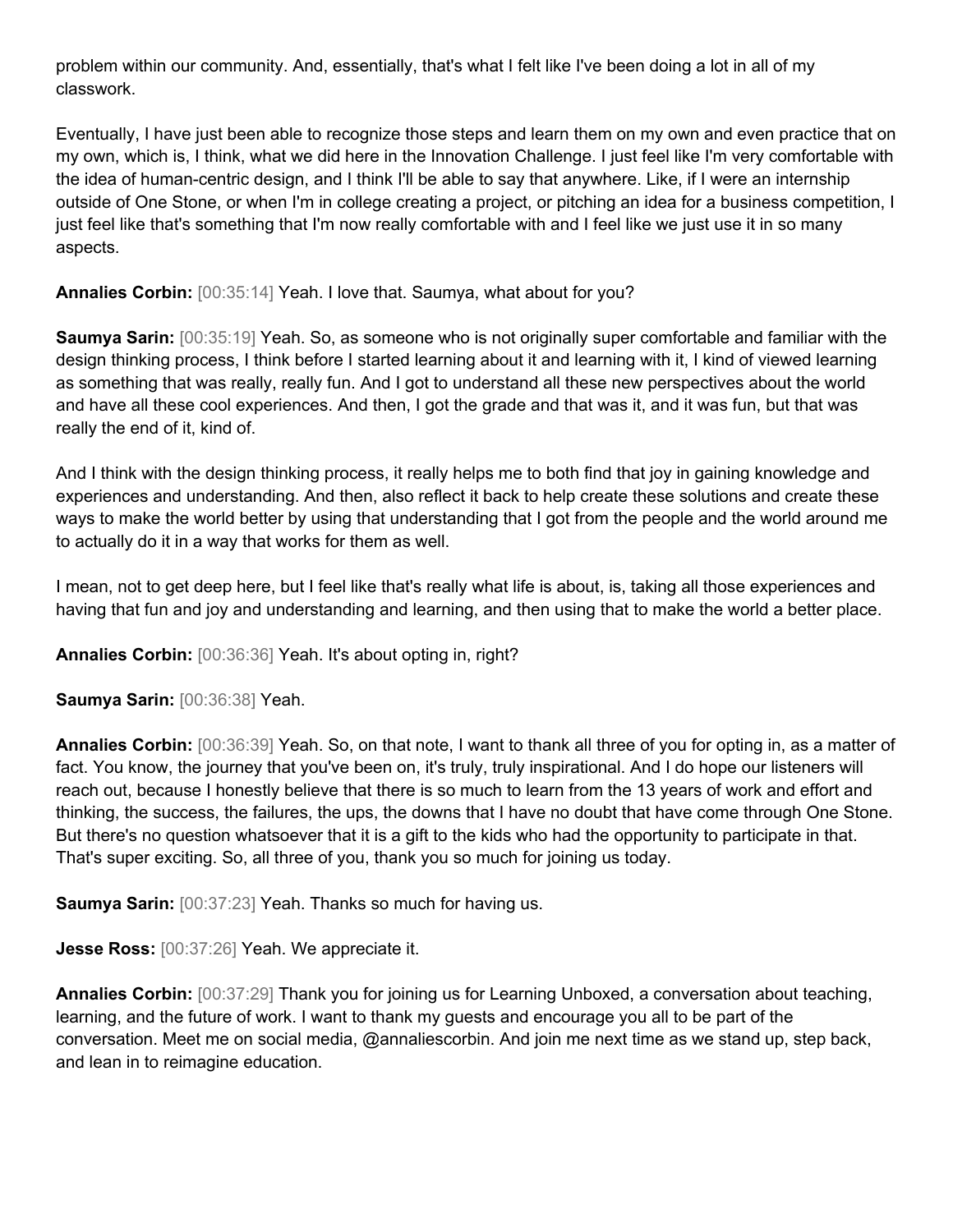problem within our community. And, essentially, that's what I felt like I've been doing a lot in all of my classwork.

Eventually, I have just been able to recognize those steps and learn them on my own and even practice that on my own, which is, I think, what we did here in the Innovation Challenge. I just feel like I'm very comfortable with the idea of human-centric design, and I think I'll be able to say that anywhere. Like, if I were an internship outside of One Stone, or when I'm in college creating a project, or pitching an idea for a business competition, I just feel like that's something that I'm now really comfortable with and I feel like we just use it in so many aspects.

**Annalies Corbin:** [00:35:14] Yeah. I love that. Saumya, what about for you?

**Saumya Sarin:** [00:35:19] Yeah. So, as someone who is not originally super comfortable and familiar with the design thinking process, I think before I started learning about it and learning with it, I kind of viewed learning as something that was really, really fun. And I got to understand all these new perspectives about the world and have all these cool experiences. And then, I got the grade and that was it, and it was fun, but that was really the end of it, kind of.

And I think with the design thinking process, it really helps me to both find that joy in gaining knowledge and experiences and understanding. And then, also reflect it back to help create these solutions and create these ways to make the world better by using that understanding that I got from the people and the world around me to actually do it in a way that works for them as well.

I mean, not to get deep here, but I feel like that's really what life is about, is, taking all those experiences and having that fun and joy and understanding and learning, and then using that to make the world a better place.

**Annalies Corbin:** [00:36:36] Yeah. It's about opting in, right?

**Saumya Sarin:** [00:36:38] Yeah.

**Annalies Corbin:** [00:36:39] Yeah. So, on that note, I want to thank all three of you for opting in, as a matter of fact. You know, the journey that you've been on, it's truly, truly inspirational. And I do hope our listeners will reach out, because I honestly believe that there is so much to learn from the 13 years of work and effort and thinking, the success, the failures, the ups, the downs that I have no doubt that have come through One Stone. But there's no question whatsoever that it is a gift to the kids who had the opportunity to participate in that. That's super exciting. So, all three of you, thank you so much for joining us today.

**Saumya Sarin:** [00:37:23] Yeah. Thanks so much for having us.

**Jesse Ross:** [00:37:26] Yeah. We appreciate it.

**Annalies Corbin:** [00:37:29] Thank you for joining us for Learning Unboxed, a conversation about teaching, learning, and the future of work. I want to thank my guests and encourage you all to be part of the conversation. Meet me on social media, @annaliescorbin. And join me next time as we stand up, step back, and lean in to reimagine education.